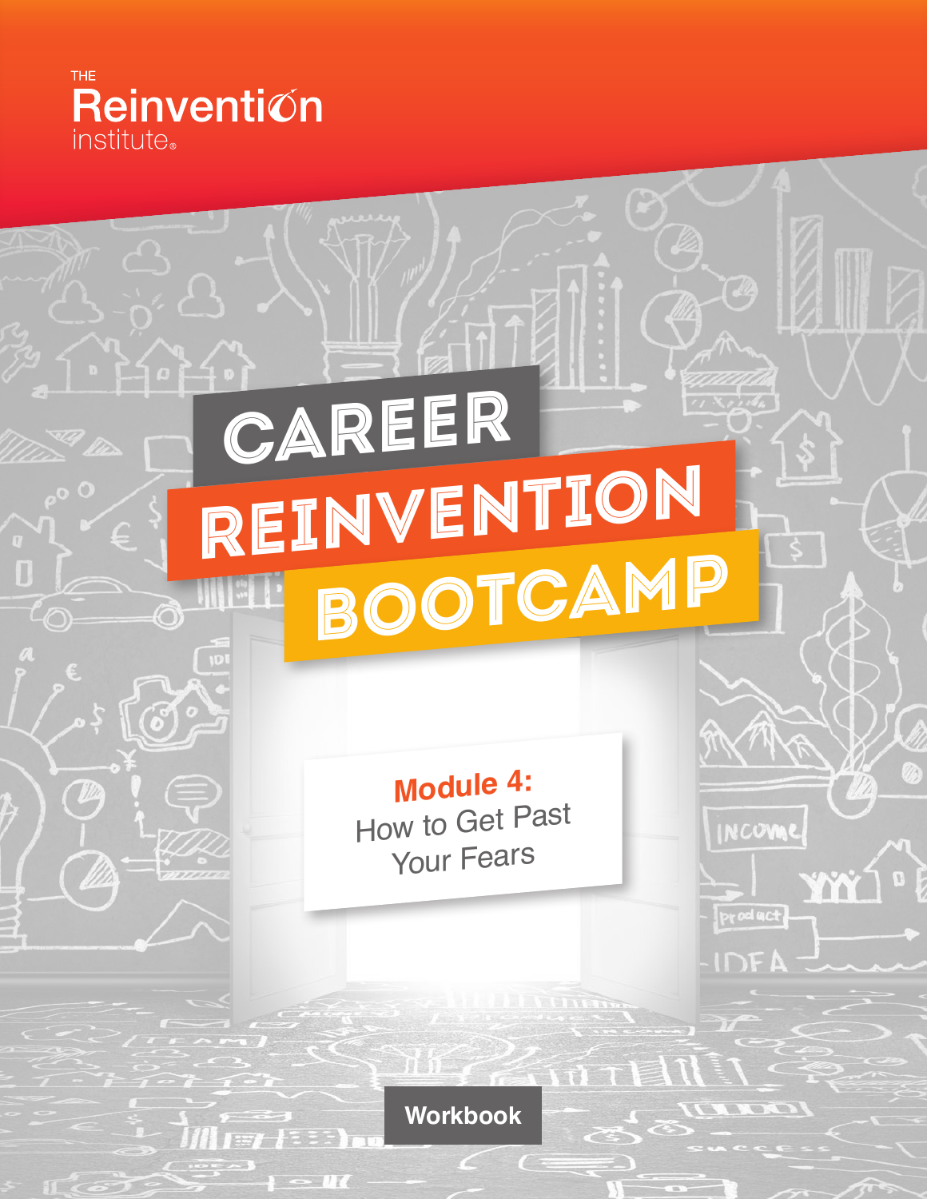THE Reinvention institute®

# CAREER REINVENTION BOOTCAMP

## Module 4: How to Get Past Your Fears

Workbook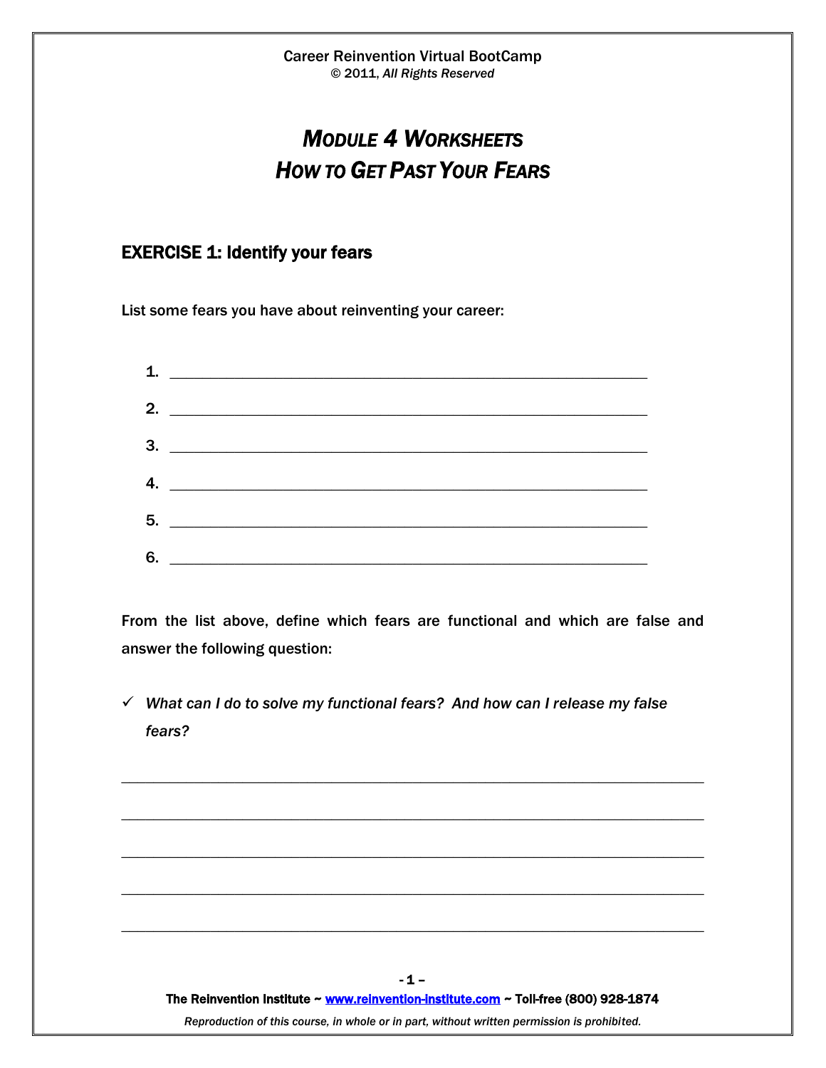# *MODULE 4 WORKSHEETS*
# *HOW TO GET PAST YOUR FEARS*

## EXERCISE 1: Identify your fears

List some fears you have about reinventing your career:

1. ___________________________________________________________
2. ___________________________________________________________
3. ___________________________________________________________
4. ___________________________________________________________
5. ___________________________________________________________
6. ___________________________________________________________

From the list above, define which fears are functional and which are false and answer the following question:

- ✓ *What can I do to solve my functional fears? And how can I release my false fears?*

_____________________________________________________________________

_____________________________________________________________________

_____________________________________________________________________

_____________________________________________________________________

_____________________________________________________________________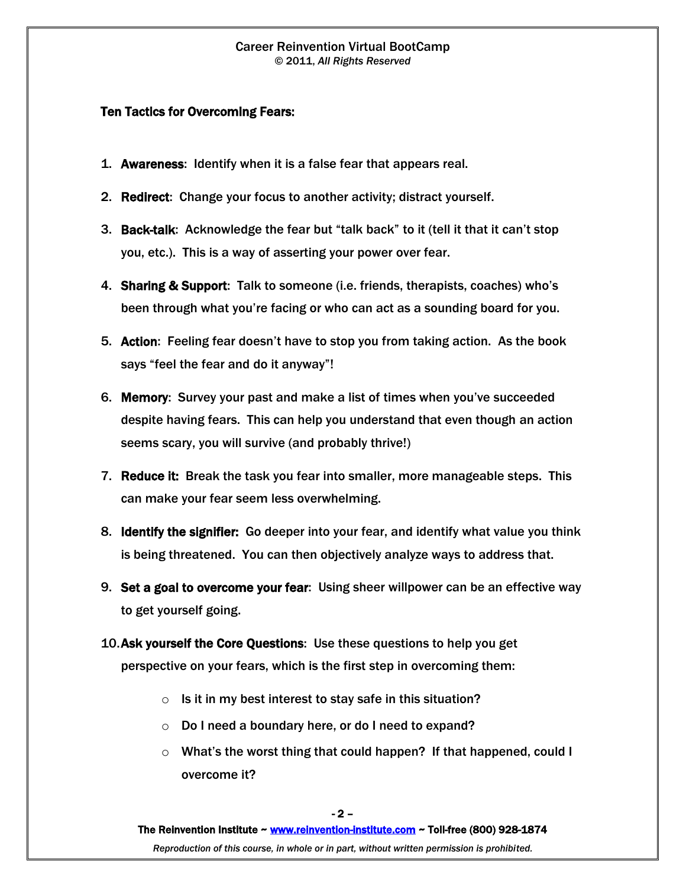## Ten Tactics for Overcoming Fears:

1. **Awareness**: Identify when it is a false fear that appears real.
2. **Redirect**: Change your focus to another activity; distract yourself.
3. **Back-talk**: Acknowledge the fear but "talk back" to it (tell it that it can't stop you, etc.). This is a way of asserting your power over fear.
4. **Sharing & Support**: Talk to someone (i.e. friends, therapists, coaches) who's been through what you're facing or who can act as a sounding board for you.
5. **Action**: Feeling fear doesn't have to stop you from taking action. As the book says "feel the fear and do it anyway"!
6. **Memory**: Survey your past and make a list of times when you've succeeded despite having fears. This can help you understand that even though an action seems scary, you will survive (and probably thrive!)
7. **Reduce it:** Break the task you fear into smaller, more manageable steps. This can make your fear seem less overwhelming.
8. **Identify the signifier:** Go deeper into your fear, and identify what value you think is being threatened. You can then objectively analyze ways to address that.
9. **Set a goal to overcome your fear**: Using sheer willpower can be an effective way to get yourself going.
10. **Ask yourself the Core Questions**: Use these questions to help you get perspective on your fears, which is the first step in overcoming them:
    - Is it in my best interest to stay safe in this situation?
    - Do I need a boundary here, or do I need to expand?
    - What's the worst thing that could happen? If that happened, could I overcome it?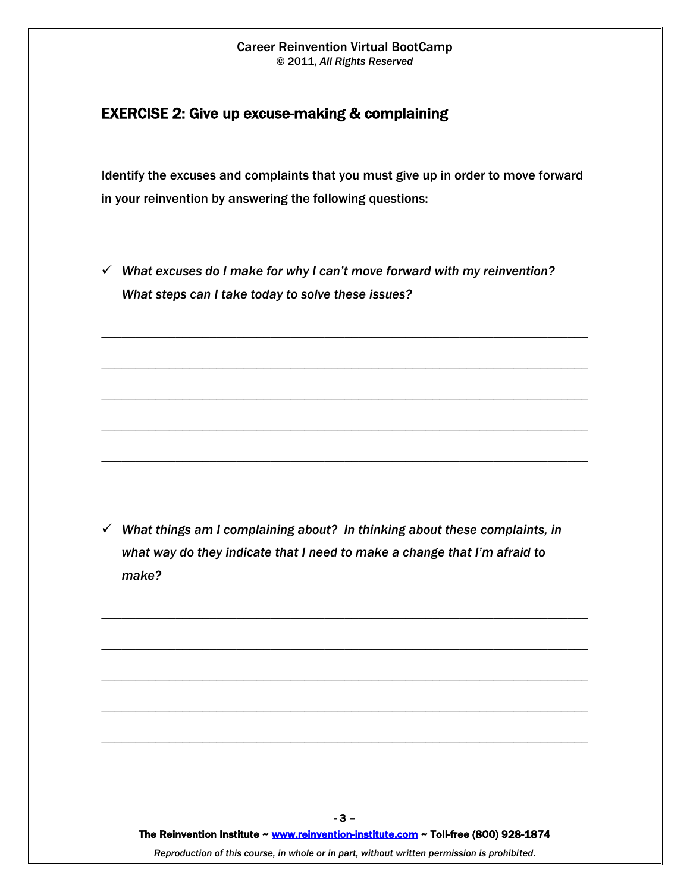## EXERCISE 2: Give up excuse-making & complaining

Identify the excuses and complaints that you must give up in order to move forward in your reinvention by answering the following questions:

- ✓ *What excuses do I make for why I can't move forward with my reinvention? What steps can I take today to solve these issues?*

\_\_\_\_\_\_\_\_\_\_\_\_\_\_\_\_\_\_\_\_\_\_\_\_\_\_\_\_\_\_\_\_\_\_\_\_\_\_\_\_\_\_\_\_\_\_\_\_\_\_\_\_\_\_\_\_\_\_\_\_\_\_\_\_\_\_\_\_

\_\_\_\_\_\_\_\_\_\_\_\_\_\_\_\_\_\_\_\_\_\_\_\_\_\_\_\_\_\_\_\_\_\_\_\_\_\_\_\_\_\_\_\_\_\_\_\_\_\_\_\_\_\_\_\_\_\_\_\_\_\_\_\_\_\_\_\_

\_\_\_\_\_\_\_\_\_\_\_\_\_\_\_\_\_\_\_\_\_\_\_\_\_\_\_\_\_\_\_\_\_\_\_\_\_\_\_\_\_\_\_\_\_\_\_\_\_\_\_\_\_\_\_\_\_\_\_\_\_\_\_\_\_\_\_\_

\_\_\_\_\_\_\_\_\_\_\_\_\_\_\_\_\_\_\_\_\_\_\_\_\_\_\_\_\_\_\_\_\_\_\_\_\_\_\_\_\_\_\_\_\_\_\_\_\_\_\_\_\_\_\_\_\_\_\_\_\_\_\_\_\_\_\_\_

\_\_\_\_\_\_\_\_\_\_\_\_\_\_\_\_\_\_\_\_\_\_\_\_\_\_\_\_\_\_\_\_\_\_\_\_\_\_\_\_\_\_\_\_\_\_\_\_\_\_\_\_\_\_\_\_\_\_\_\_\_\_\_\_\_\_\_\_

- ✓ *What things am I complaining about? In thinking about these complaints, in what way do they indicate that I need to make a change that I'm afraid to make?*

\_\_\_\_\_\_\_\_\_\_\_\_\_\_\_\_\_\_\_\_\_\_\_\_\_\_\_\_\_\_\_\_\_\_\_\_\_\_\_\_\_\_\_\_\_\_\_\_\_\_\_\_\_\_\_\_\_\_\_\_\_\_\_\_\_\_\_\_

\_\_\_\_\_\_\_\_\_\_\_\_\_\_\_\_\_\_\_\_\_\_\_\_\_\_\_\_\_\_\_\_\_\_\_\_\_\_\_\_\_\_\_\_\_\_\_\_\_\_\_\_\_\_\_\_\_\_\_\_\_\_\_\_\_\_\_\_

\_\_\_\_\_\_\_\_\_\_\_\_\_\_\_\_\_\_\_\_\_\_\_\_\_\_\_\_\_\_\_\_\_\_\_\_\_\_\_\_\_\_\_\_\_\_\_\_\_\_\_\_\_\_\_\_\_\_\_\_\_\_\_\_\_\_\_\_

\_\_\_\_\_\_\_\_\_\_\_\_\_\_\_\_\_\_\_\_\_\_\_\_\_\_\_\_\_\_\_\_\_\_\_\_\_\_\_\_\_\_\_\_\_\_\_\_\_\_\_\_\_\_\_\_\_\_\_\_\_\_\_\_\_\_\_\_

\_\_\_\_\_\_\_\_\_\_\_\_\_\_\_\_\_\_\_\_\_\_\_\_\_\_\_\_\_\_\_\_\_\_\_\_\_\_\_\_\_\_\_\_\_\_\_\_\_\_\_\_\_\_\_\_\_\_\_\_\_\_\_\_\_\_\_\_